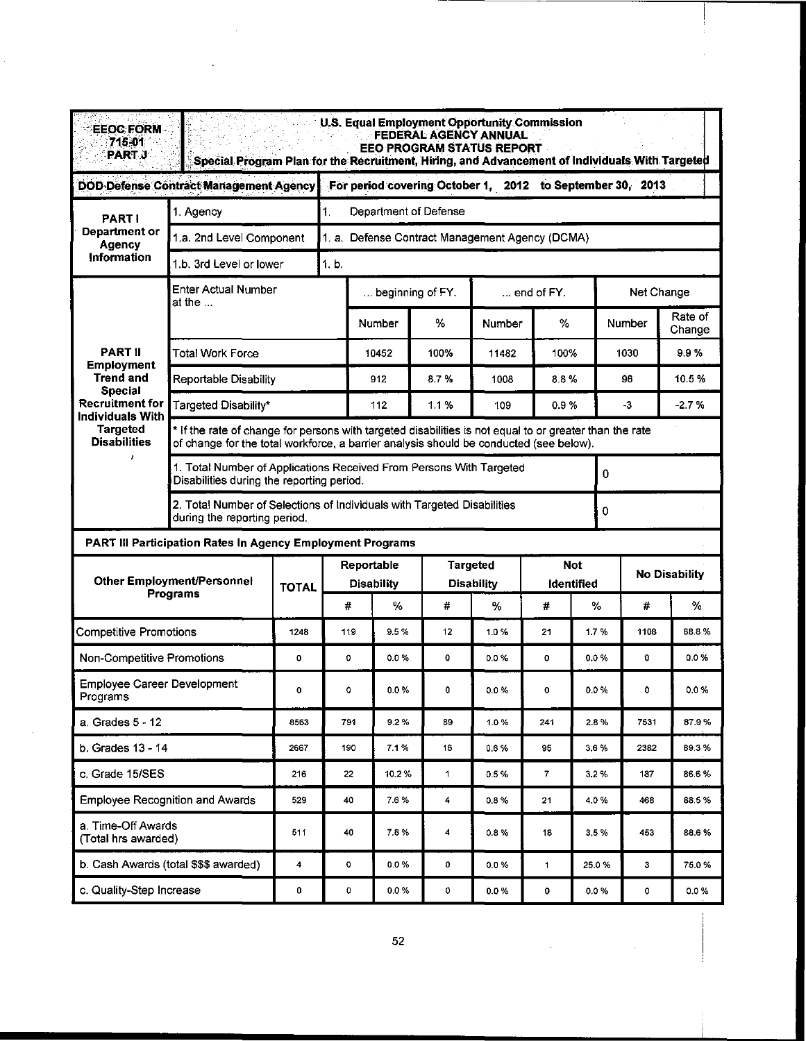| EEOC FORM 715-01 PART J | U.S. Equal Employment Opportunity Commission FEDERAL AGENCY ANNUAL EEO PROGRAM STATUS REPORT Special Program Plan for the Recruitment, Hiring, and Advancement of Individuals With Targeted |
|---|---|
| DOD Defense Contract Management Agency | For period covering October 1, 2012 to September 30, 2013 |

| PART I Department or Agency Information | | |
|---|---|---|
| | 1. Agency | 1. Department of Defense |
| | 1.a. 2nd Level Component | 1. a. Defense Contract Management Agency (DCMA) |
| | 1.b. 3rd Level or lower | 1. b. |

| PART II Employment Trend and Special Recruitment for Individuals With Targeted Disabilities | Enter Actual Number at the ... | ... beginning of FY. | | ... end of FY. | | Net Change | |
|---|---|---|---|---|---|---|---|
| | | Number | % | Number | % | Number | Rate of Change |
| | Total Work Force | 10452 | 100% | 11482 | 100% | 1030 | 9.9 % |
| | Reportable Disability | 912 | 8.7 % | 1008 | 8.8 % | 96 | 10.5 % |
| | Targeted Disability* | 112 | 1.1 % | 109 | 0.9 % | -3 | -2.7 % |
| | * If the rate of change for persons with targeted disabilities is not equal to or greater than the rate of change for the total workforce, a barrier analysis should be conducted (see below). | | | | | | |
| | 1. Total Number of Applications Received From Persons With Targeted Disabilities during the reporting period. | | | | | 0 | |
| | 2. Total Number of Selections of Individuals with Targeted Disabilities during the reporting period. | | | | | 0 | |

**PART III Participation Rates In Agency Employment Programs**

| Other Employment/Personnel Programs | TOTAL | Reportable Disability | | Targeted Disability | | Not Identified | | No Disability | |
|---|---|---|---|---|---|---|---|---|---|
| | | # | % | # | % | # | % | # | % |
| Competitive Promotions | 1248 | 119 | 9.5 % | 12 | 1.0 % | 21 | 1.7 % | 1108 | 88.8 % |
| Non-Competitive Promotions | 0 | 0 | 0.0 % | 0 | 0.0 % | 0 | 0.0 % | 0 | 0.0 % |
| Employee Career Development Programs | 0 | 0 | 0.0 % | 0 | 0.0 % | 0 | 0.0 % | 0 | 0.0 % |
| a. Grades 5 - 12 | 8563 | 791 | 9.2 % | 89 | 1.0 % | 241 | 2.8 % | 7531 | 87.9 % |
| b. Grades 13 - 14 | 2667 | 190 | 7.1 % | 16 | 0.6 % | 95 | 3.6 % | 2382 | 89.3 % |
| c. Grade 15/SES | 216 | 22 | 10.2 % | 1 | 0.5 % | 7 | 3.2 % | 187 | 86.6 % |
| Employee Recognition and Awards | 529 | 40 | 7.6 % | 4 | 0.8 % | 21 | 4.0 % | 468 | 88.5 % |
| a. Time-Off Awards (Total hrs awarded) | 511 | 40 | 7.8 % | 4 | 0.8 % | 18 | 3.5 % | 453 | 88.6 % |
| b. Cash Awards (total $$$ awarded) | 4 | 0 | 0.0 % | 0 | 0.0 % | 1 | 25.0 % | 3 | 75.0 % |
| c. Quality-Step Increase | 0 | 0 | 0.0 % | 0 | 0.0 % | 0 | 0.0 % | 0 | 0.0 % |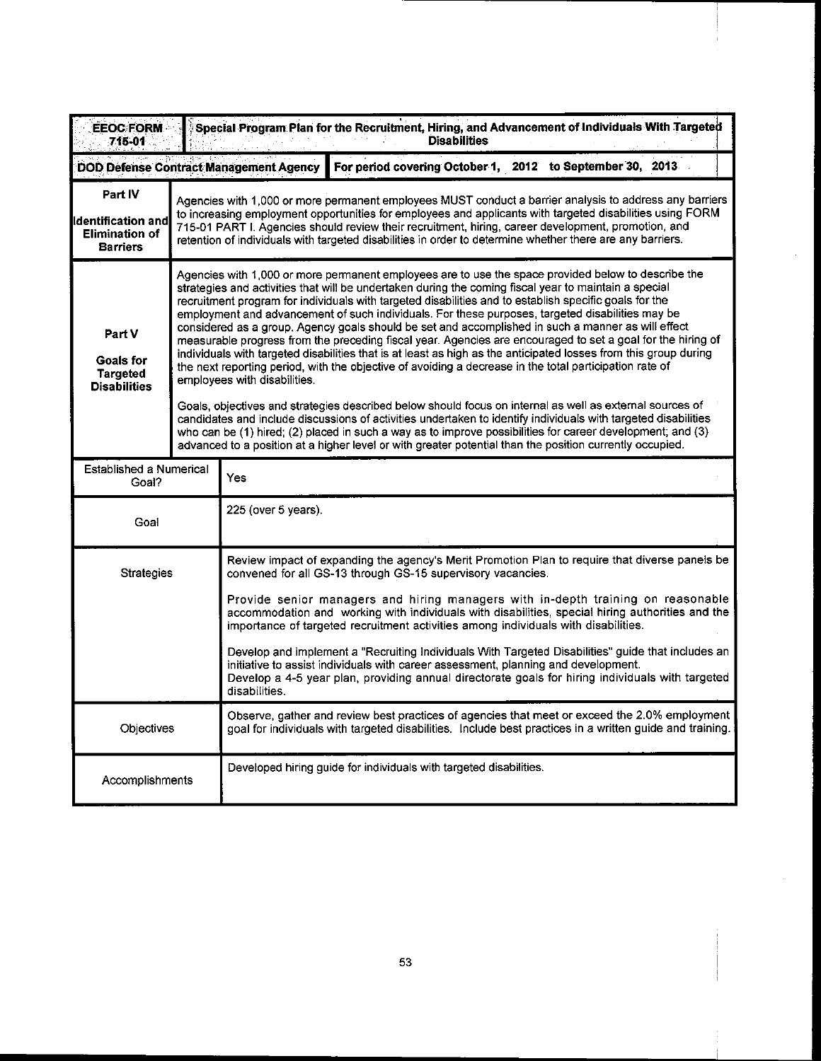| EEOC FORM 715-01 | Special Program Plan for the Recruitment, Hiring, and Advancement of Individuals With Targeted Disabilities |
| --- | --- |
| DOD Defense Contract Management Agency | For period covering October 1, 2012 to September 30, 2013 |
| **Part IV**<br><br>**Identification and Elimination of Barriers** | Agencies with 1,000 or more permanent employees MUST conduct a barrier analysis to address any barriers to increasing employment opportunities for employees and applicants with targeted disabilities using FORM 715-01 PART I. Agencies should review their recruitment, hiring, career development, promotion, and retention of individuals with targeted disabilities in order to determine whether there are any barriers. |
| **Part V**<br><br>**Goals for Targeted Disabilities** | Agencies with 1,000 or more permanent employees are to use the space provided below to describe the strategies and activities that will be undertaken during the coming fiscal year to maintain a special recruitment program for individuals with targeted disabilities and to establish specific goals for the employment and advancement of such individuals. For these purposes, targeted disabilities may be considered as a group. Agency goals should be set and accomplished in such a manner as will effect measurable progress from the preceding fiscal year. Agencies are encouraged to set a goal for the hiring of individuals with targeted disabilities that is at least as high as the anticipated losses from this group during the next reporting period, with the objective of avoiding a decrease in the total participation rate of employees with disabilities.<br><br>Goals, objectives and strategies described below should focus on internal as well as external sources of candidates and include discussions of activities undertaken to identify individuals with targeted disabilities who can be (1) hired; (2) placed in such a way as to improve possibilities for career development; and (3) advanced to a position at a higher level or with greater potential than the position currently occupied. |
| Established a Numerical Goal? | Yes |
| Goal | 225 (over 5 years). |
| Strategies | Review impact of expanding the agency's Merit Promotion Plan to require that diverse panels be convened for all GS-13 through GS-15 supervisory vacancies.<br><br>Provide senior managers and hiring managers with in-depth training on reasonable accommodation and working with individuals with disabilities, special hiring authorities and the importance of targeted recruitment activities among individuals with disabilities.<br><br>Develop and implement a "Recruiting Individuals With Targeted Disabilities" guide that includes an initiative to assist individuals with career assessment, planning and development.<br>Develop a 4-5 year plan, providing annual directorate goals for hiring individuals with targeted disabilities. |
| Objectives | Observe, gather and review best practices of agencies that meet or exceed the 2.0% employment goal for individuals with targeted disabilities. Include best practices in a written guide and training. |
| Accomplishments | Developed hiring guide for individuals with targeted disabilities. |